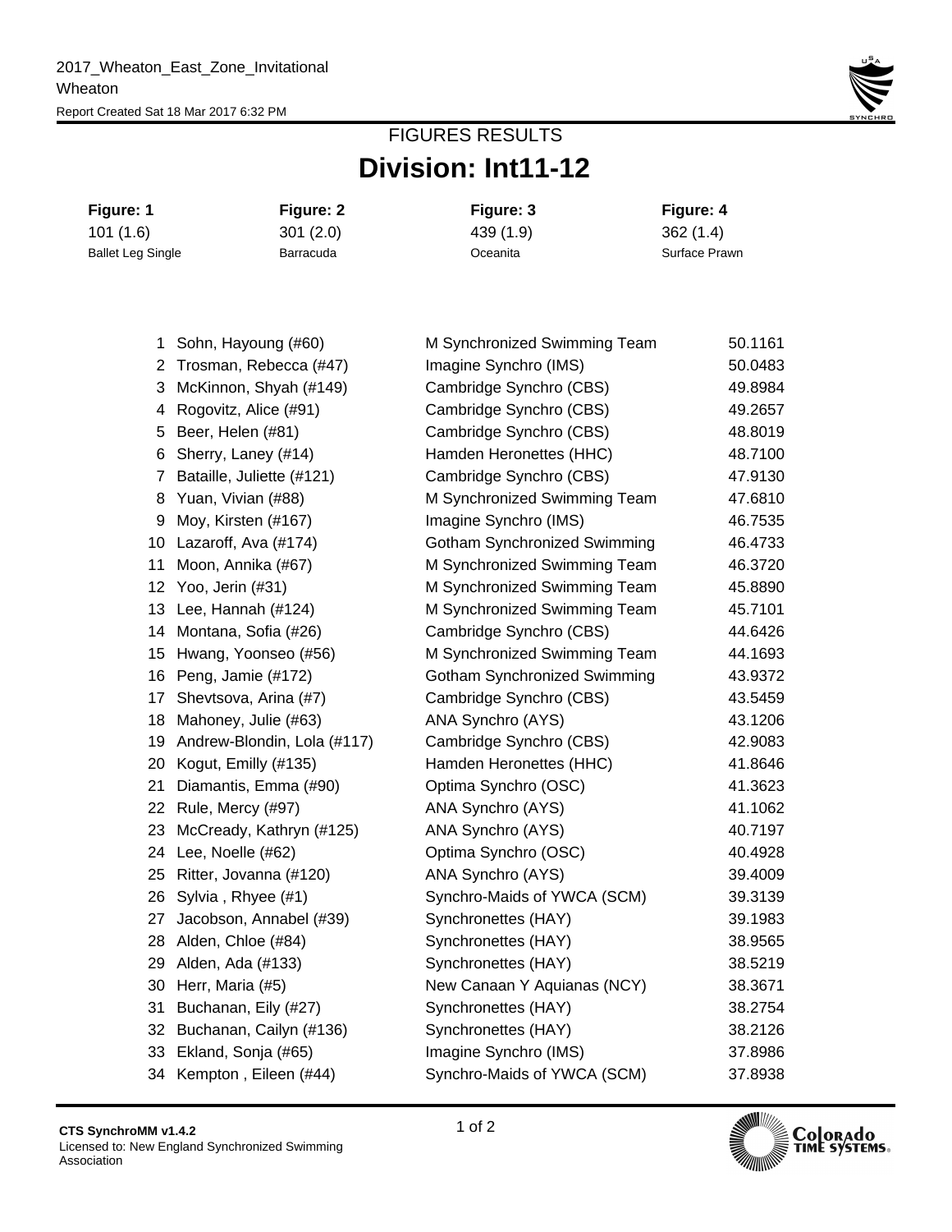2017_Wheaton_East_Zone_Invitational
Wheaton
Report Created Sat 18 Mar 2017 6:32 PM

# FIGURES RESULTS

## Division: Int11-12

| Figure: 1 | Figure: 2 | Figure: 3 | Figure: 4 |
|---|---|---|---|
| 101 (1.6) | 301 (2.0) | 439 (1.9) | 362 (1.4) |
| Ballet Leg Single | Barracuda | Oceanita | Surface Prawn |

| | | | |
|---|---|---|---|
| 1 | Sohn, Hayoung (#60) | M Synchronized Swimming Team | 50.1161 |
| 2 | Trosman, Rebecca (#47) | Imagine Synchro (IMS) | 50.0483 |
| 3 | McKinnon, Shyah (#149) | Cambridge Synchro (CBS) | 49.8984 |
| 4 | Rogovitz, Alice (#91) | Cambridge Synchro (CBS) | 49.2657 |
| 5 | Beer, Helen (#81) | Cambridge Synchro (CBS) | 48.8019 |
| 6 | Sherry, Laney (#14) | Hamden Heronettes (HHC) | 48.7100 |
| 7 | Bataille, Juliette (#121) | Cambridge Synchro (CBS) | 47.9130 |
| 8 | Yuan, Vivian (#88) | M Synchronized Swimming Team | 47.6810 |
| 9 | Moy, Kirsten (#167) | Imagine Synchro (IMS) | 46.7535 |
| 10 | Lazaroff, Ava (#174) | Gotham Synchronized Swimming | 46.4733 |
| 11 | Moon, Annika (#67) | M Synchronized Swimming Team | 46.3720 |
| 12 | Yoo, Jerin (#31) | M Synchronized Swimming Team | 45.8890 |
| 13 | Lee, Hannah (#124) | M Synchronized Swimming Team | 45.7101 |
| 14 | Montana, Sofia (#26) | Cambridge Synchro (CBS) | 44.6426 |
| 15 | Hwang, Yoonseo (#56) | M Synchronized Swimming Team | 44.1693 |
| 16 | Peng, Jamie (#172) | Gotham Synchronized Swimming | 43.9372 |
| 17 | Shevtsova, Arina (#7) | Cambridge Synchro (CBS) | 43.5459 |
| 18 | Mahoney, Julie (#63) | ANA Synchro (AYS) | 43.1206 |
| 19 | Andrew-Blondin, Lola (#117) | Cambridge Synchro (CBS) | 42.9083 |
| 20 | Kogut, Emilly (#135) | Hamden Heronettes (HHC) | 41.8646 |
| 21 | Diamantis, Emma (#90) | Optima Synchro (OSC) | 41.3623 |
| 22 | Rule, Mercy (#97) | ANA Synchro (AYS) | 41.1062 |
| 23 | McCready, Kathryn (#125) | ANA Synchro (AYS) | 40.7197 |
| 24 | Lee, Noelle (#62) | Optima Synchro (OSC) | 40.4928 |
| 25 | Ritter, Jovanna (#120) | ANA Synchro (AYS) | 39.4009 |
| 26 | Sylvia , Rhyee (#1) | Synchro-Maids of YWCA (SCM) | 39.3139 |
| 27 | Jacobson, Annabel (#39) | Synchronettes (HAY) | 39.1983 |
| 28 | Alden, Chloe (#84) | Synchronettes (HAY) | 38.9565 |
| 29 | Alden, Ada (#133) | Synchronettes (HAY) | 38.5219 |
| 30 | Herr, Maria (#5) | New Canaan Y Aquianas (NCY) | 38.3671 |
| 31 | Buchanan, Eily (#27) | Synchronettes (HAY) | 38.2754 |
| 32 | Buchanan, Cailyn (#136) | Synchronettes (HAY) | 38.2126 |
| 33 | Ekland, Sonja (#65) | Imagine Synchro (IMS) | 37.8986 |
| 34 | Kempton , Eileen (#44) | Synchro-Maids of YWCA (SCM) | 37.8938 |

CTS SynchroMM v1.4.2
Licensed to: New England Synchronized Swimming Association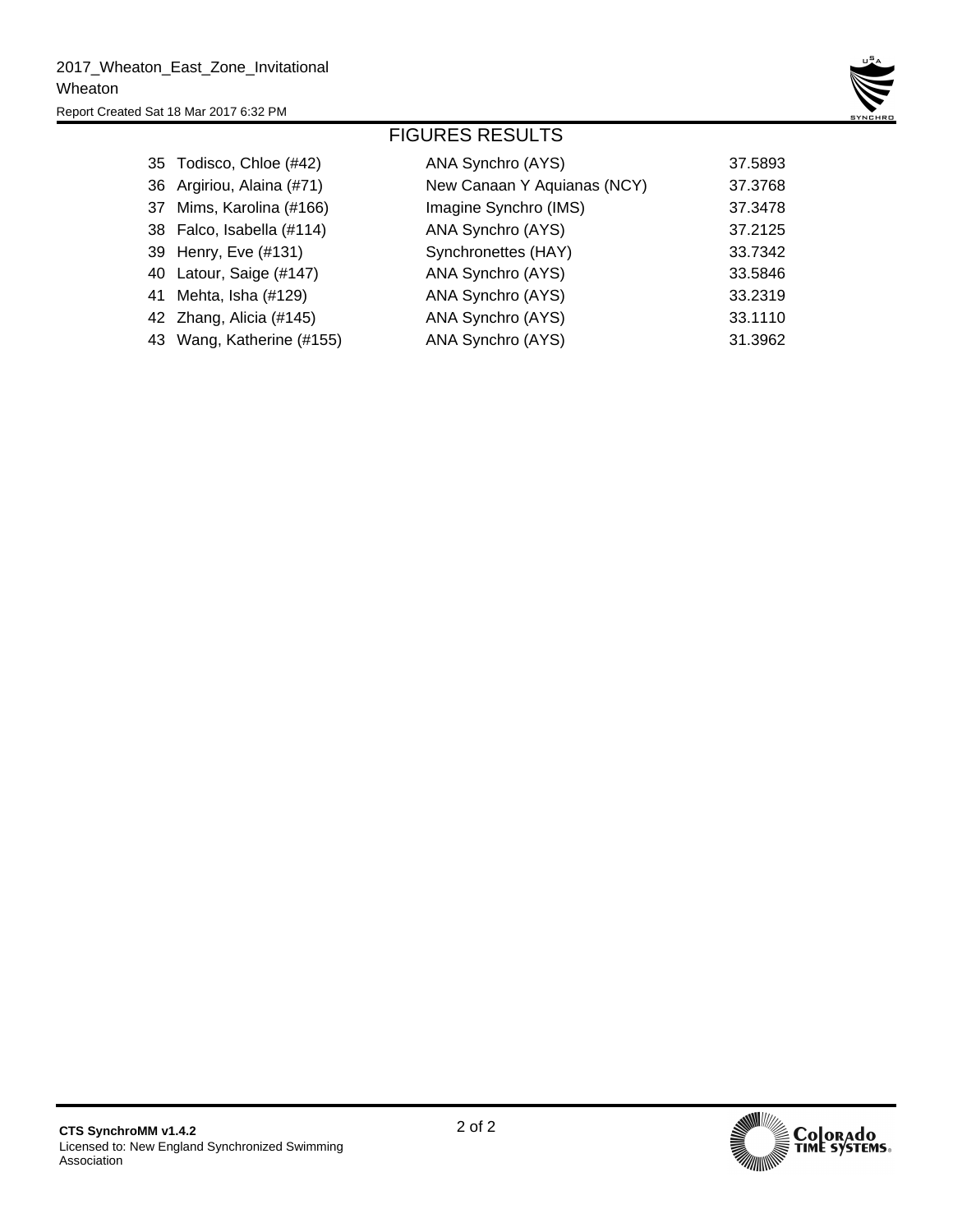## FIGURES RESULTS

| | | | |
|---|---|---|---|
| 35 | Todisco, Chloe (#42) | ANA Synchro (AYS) | 37.5893 |
| 36 | Argiriou, Alaina (#71) | New Canaan Y Aquianas (NCY) | 37.3768 |
| 37 | Mims, Karolina (#166) | Imagine Synchro (IMS) | 37.3478 |
| 38 | Falco, Isabella (#114) | ANA Synchro (AYS) | 37.2125 |
| 39 | Henry, Eve (#131) | Synchronettes (HAY) | 33.7342 |
| 40 | Latour, Saige (#147) | ANA Synchro (AYS) | 33.5846 |
| 41 | Mehta, Isha (#129) | ANA Synchro (AYS) | 33.2319 |
| 42 | Zhang, Alicia (#145) | ANA Synchro (AYS) | 33.1110 |
| 43 | Wang, Katherine (#155) | ANA Synchro (AYS) | 31.3962 |